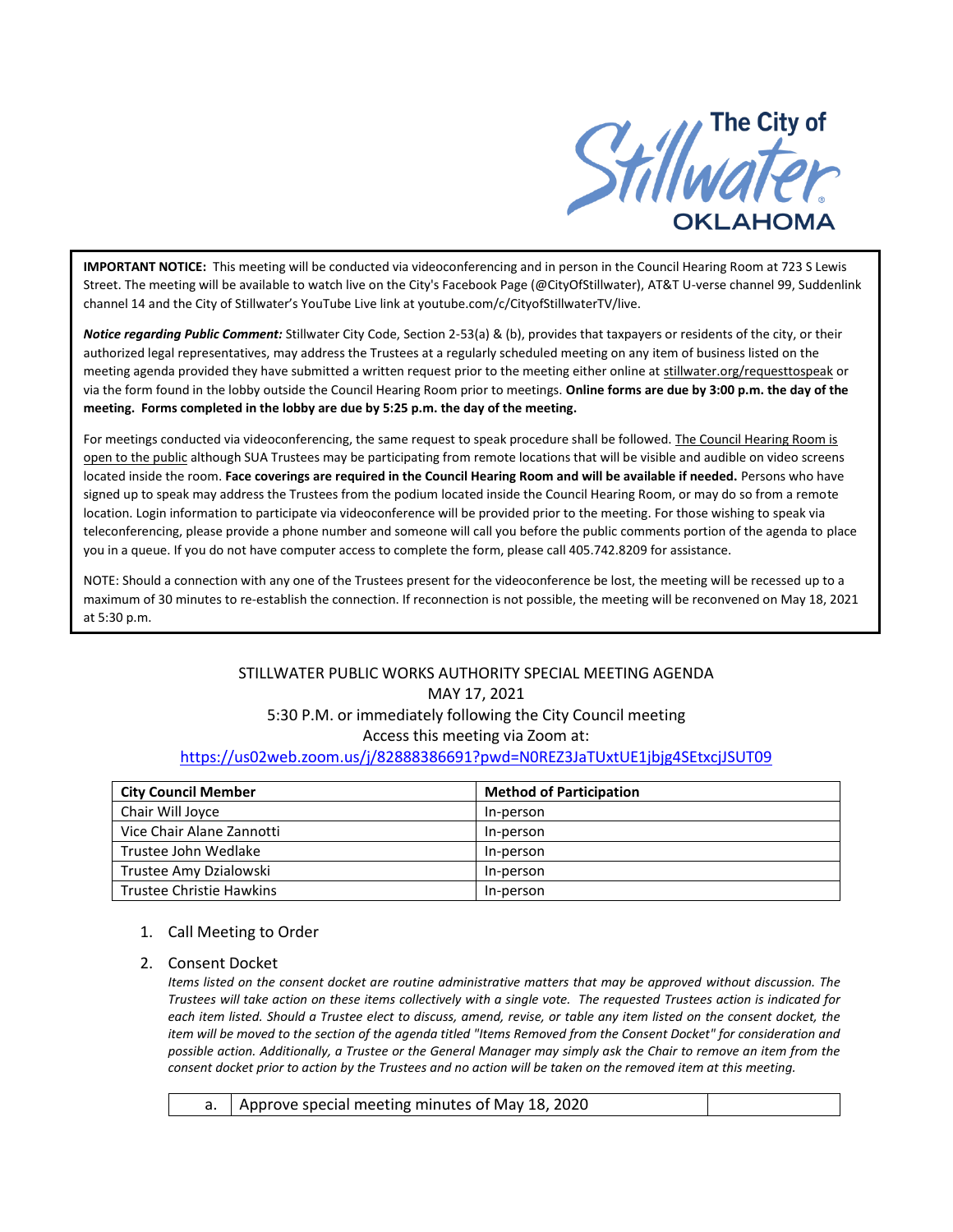The City of Stillwater OKLAHOMA

**IMPORTANT NOTICE:** This meeting will be conducted via videoconferencing and in person in the Council Hearing Room at 723 S Lewis Street. The meeting will be available to watch live on the City's Facebook Page (@CityOfStillwater), AT&T U-verse channel 99, Suddenlink channel 14 and the City of Stillwater's YouTube Live link at youtube.com/c/CityofStillwaterTV/live.

***Notice regarding Public Comment:*** Stillwater City Code, Section 2-53(a) & (b), provides that taxpayers or residents of the city, or their authorized legal representatives, may address the Trustees at a regularly scheduled meeting on any item of business listed on the meeting agenda provided they have submitted a written request prior to the meeting either online at stillwater.org/requesttospeak or via the form found in the lobby outside the Council Hearing Room prior to meetings. **Online forms are due by 3:00 p.m. the day of the meeting. Forms completed in the lobby are due by 5:25 p.m. the day of the meeting.**

For meetings conducted via videoconferencing, the same request to speak procedure shall be followed. The Council Hearing Room is open to the public although SUA Trustees may be participating from remote locations that will be visible and audible on video screens located inside the room. **Face coverings are required in the Council Hearing Room and will be available if needed.** Persons who have signed up to speak may address the Trustees from the podium located inside the Council Hearing Room, or may do so from a remote location. Login information to participate via videoconference will be provided prior to the meeting. For those wishing to speak via teleconferencing, please provide a phone number and someone will call you before the public comments portion of the agenda to place you in a queue. If you do not have computer access to complete the form, please call 405.742.8209 for assistance.

NOTE: Should a connection with any one of the Trustees present for the videoconference be lost, the meeting will be recessed up to a maximum of 30 minutes to re-establish the connection. If reconnection is not possible, the meeting will be reconvened on May 18, 2021 at 5:30 p.m.

STILLWATER PUBLIC WORKS AUTHORITY SPECIAL MEETING AGENDA
MAY 17, 2021
5:30 P.M. or immediately following the City Council meeting
Access this meeting via Zoom at:
https://us02web.zoom.us/j/82888386691?pwd=N0REZ3JaTUxtUE1jbjg4SEtxcjJSUT09

| City Council Member | Method of Participation |
|---|---|
| Chair Will Joyce | In-person |
| Vice Chair Alane Zannotti | In-person |
| Trustee John Wedlake | In-person |
| Trustee Amy Dzialowski | In-person |
| Trustee Christie Hawkins | In-person |

1. Call Meeting to Order
2. Consent Docket

   *Items listed on the consent docket are routine administrative matters that may be approved without discussion. The Trustees will take action on these items collectively with a single vote. The requested Trustees action is indicated for each item listed. Should a Trustee elect to discuss, amend, revise, or table any item listed on the consent docket, the item will be moved to the section of the agenda titled "Items Removed from the Consent Docket" for consideration and possible action. Additionally, a Trustee or the General Manager may simply ask the Chair to remove an item from the consent docket prior to action by the Trustees and no action will be taken on the removed item at this meeting.*

| | | |
|---|---|---|
| a. | Approve special meeting minutes of May 18, 2020 | |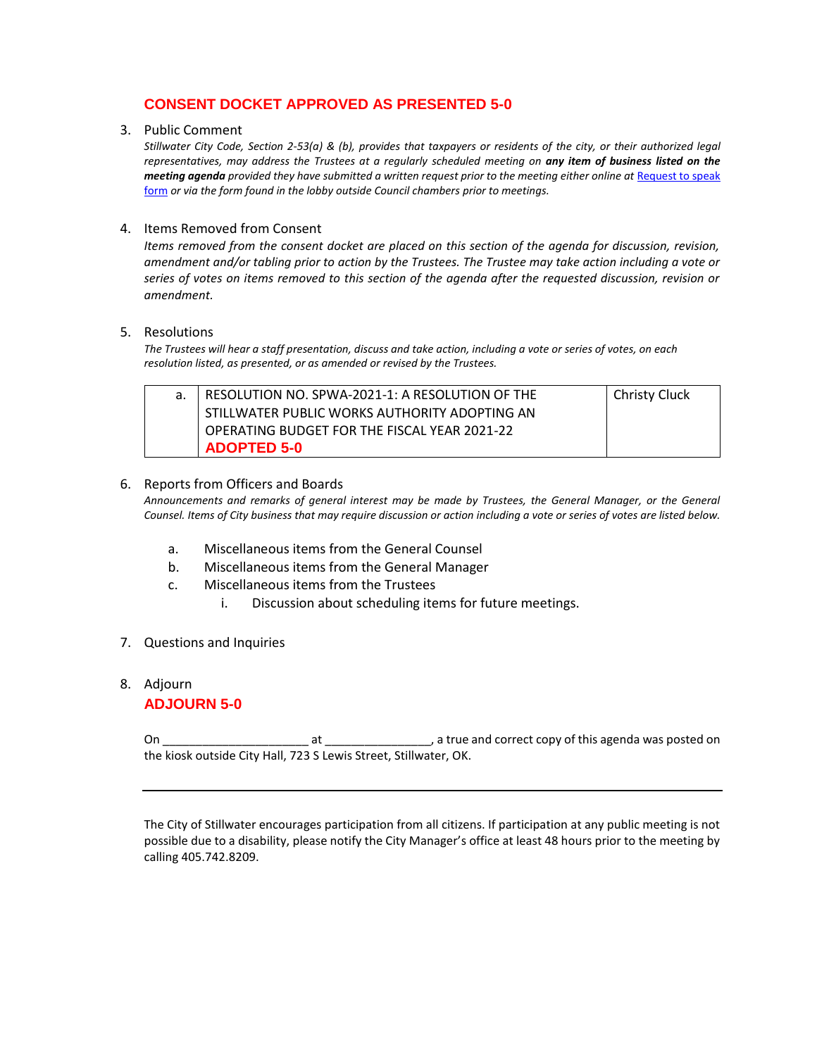**CONSENT DOCKET APPROVED AS PRESENTED 5-0**

3. Public Comment

   *Stillwater City Code, Section 2-53(a) & (b), provides that taxpayers or residents of the city, or their authorized legal representatives, may address the Trustees at a regularly scheduled meeting on* ***any item of business listed on the meeting agenda*** *provided they have submitted a written request prior to the meeting either online at* [Request to speak form](#) *or via the form found in the lobby outside Council chambers prior to meetings.*

4. Items Removed from Consent

   *Items removed from the consent docket are placed on this section of the agenda for discussion, revision, amendment and/or tabling prior to action by the Trustees. The Trustee may take action including a vote or series of votes on items removed to this section of the agenda after the requested discussion, revision or amendment.*

5. Resolutions

   *The Trustees will hear a staff presentation, discuss and take action, including a vote or series of votes, on each resolution listed, as presented, or as amended or revised by the Trustees.*

| | | |
|---|---|---|
| a. | RESOLUTION NO. SPWA-2021-1: A RESOLUTION OF THE STILLWATER PUBLIC WORKS AUTHORITY ADOPTING AN OPERATING BUDGET FOR THE FISCAL YEAR 2021-22 **ADOPTED 5-0** | Christy Cluck |

6. Reports from Officers and Boards

   *Announcements and remarks of general interest may be made by Trustees, the General Manager, or the General Counsel. Items of City business that may require discussion or action including a vote or series of votes are listed below.*

   a. Miscellaneous items from the General Counsel
   b. Miscellaneous items from the General Manager
   c. Miscellaneous items from the Trustees
      i. Discussion about scheduling items for future meetings.

7. Questions and Inquiries

8. Adjourn

   **ADJOURN 5-0**

On ______________________ at ________________, a true and correct copy of this agenda was posted on the kiosk outside City Hall, 723 S Lewis Street, Stillwater, OK.

---

The City of Stillwater encourages participation from all citizens. If participation at any public meeting is not possible due to a disability, please notify the City Manager's office at least 48 hours prior to the meeting by calling 405.742.8209.